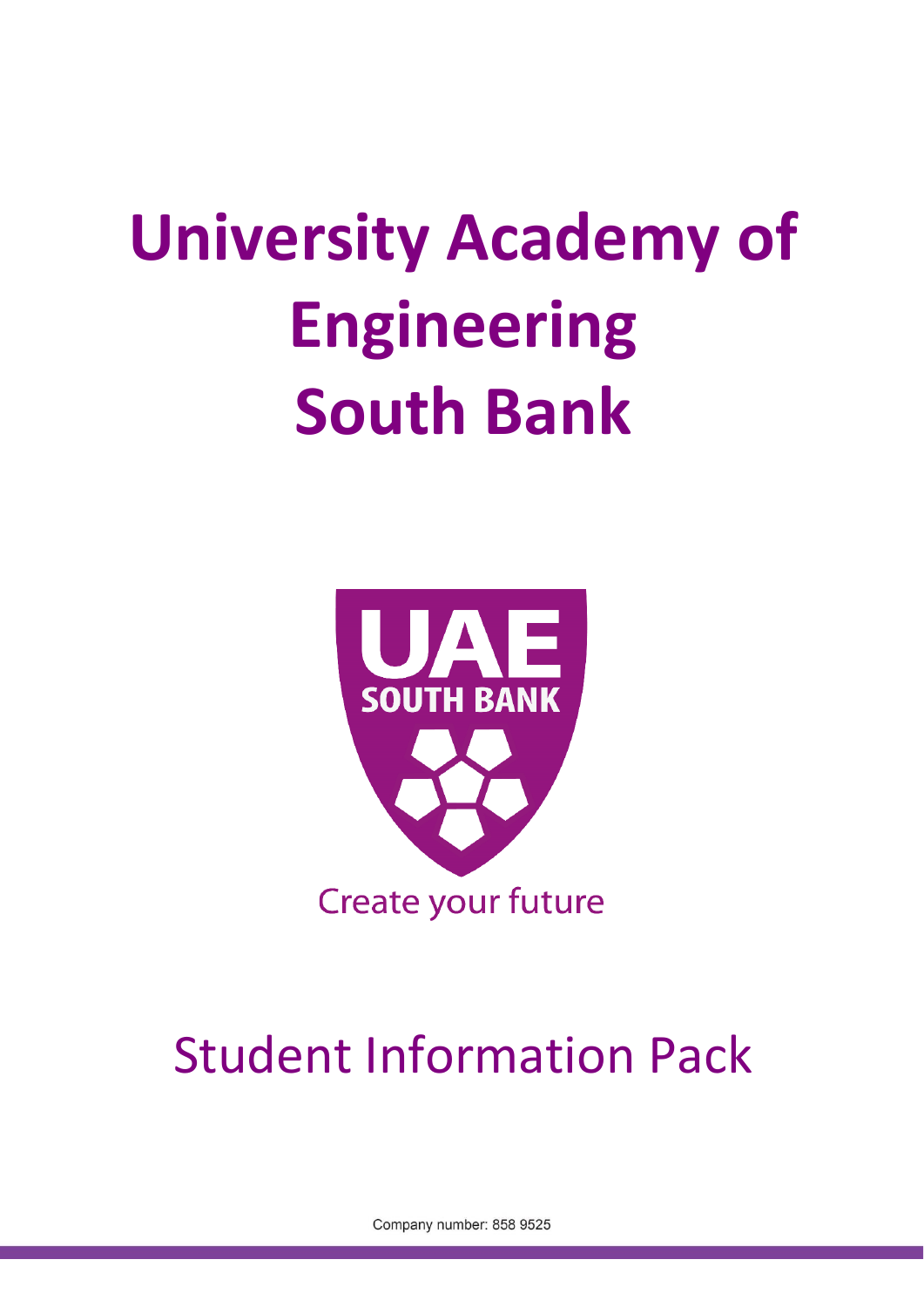# University Academy of Engineering South Bank

UAE SOUTH BANK

Create your future

## Student Information Pack

Company number: 858 9525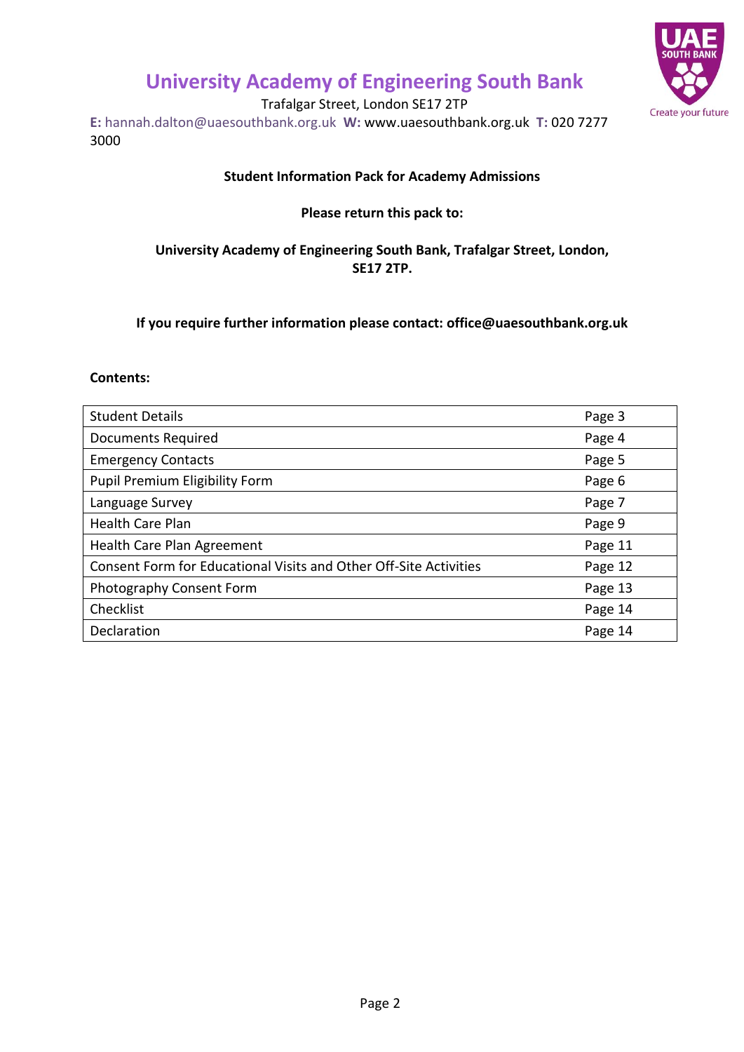# University Academy of Engineering South Bank

Trafalgar Street, London SE17 2TP

**E:** hannah.dalton@uaesouthbank.org.uk **W:** www.uaesouthbank.org.uk **T:** 020 7277 3000

**Student Information Pack for Academy Admissions**

**Please return this pack to:**

**University Academy of Engineering South Bank, Trafalgar Street, London, SE17 2TP.**

**If you require further information please contact: office@uaesouthbank.org.uk**

**Contents:**

| | |
|---|---|
| Student Details | Page 3 |
| Documents Required | Page 4 |
| Emergency Contacts | Page 5 |
| Pupil Premium Eligibility Form | Page 6 |
| Language Survey | Page 7 |
| Health Care Plan | Page 9 |
| Health Care Plan Agreement | Page 11 |
| Consent Form for Educational Visits and Other Off-Site Activities | Page 12 |
| Photography Consent Form | Page 13 |
| Checklist | Page 14 |
| Declaration | Page 14 |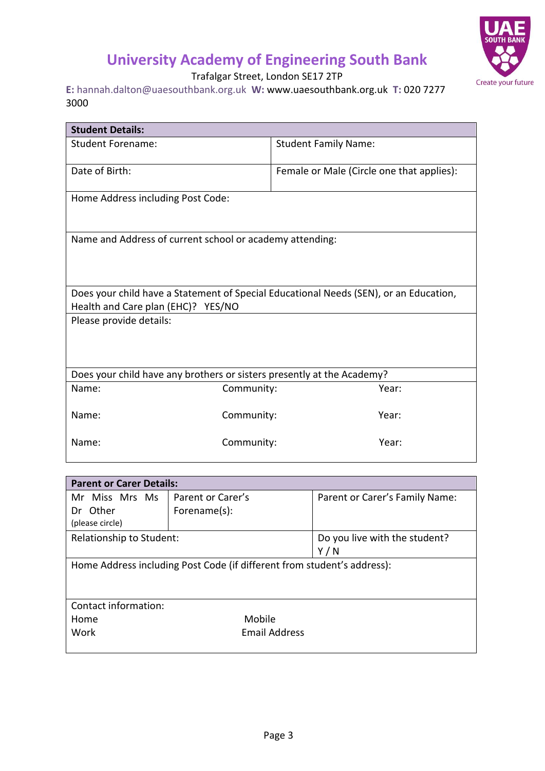# University Academy of Engineering South Bank

Trafalgar Street, London SE17 2TP

**E:** hannah.dalton@uaesouthbank.org.uk **W:** www.uaesouthbank.org.uk **T:** 020 7277 3000

UAE SOUTH BANK
Create your future

| **Student Details:** | |
|---|---|
| Student Forename: | Student Family Name: |
| Date of Birth: | Female or Male (Circle one that applies): |
| Home Address including Post Code: | |
| Name and Address of current school or academy attending: | |
| Does your child have a Statement of Special Educational Needs (SEN), or an Education, Health and Care plan (EHC)? YES/NO | |
| Please provide details: | |

| Does your child have any brothers or sisters presently at the Academy? | | |
|---|---|---|
| Name: | Community: | Year: |
| Name: | Community: | Year: |
| Name: | Community: | Year: |

| **Parent or Carer Details:** | | |
|---|---|---|
| Mr Miss Mrs Ms Dr Other (please circle) | Parent or Carer's Forename(s): | Parent or Carer's Family Name: |
| Relationship to Student: | | Do you live with the student? Y / N |
| Home Address including Post Code (if different from student's address): | | |
| Contact information: | | |
| Home | Mobile | |
| Work | Email Address | |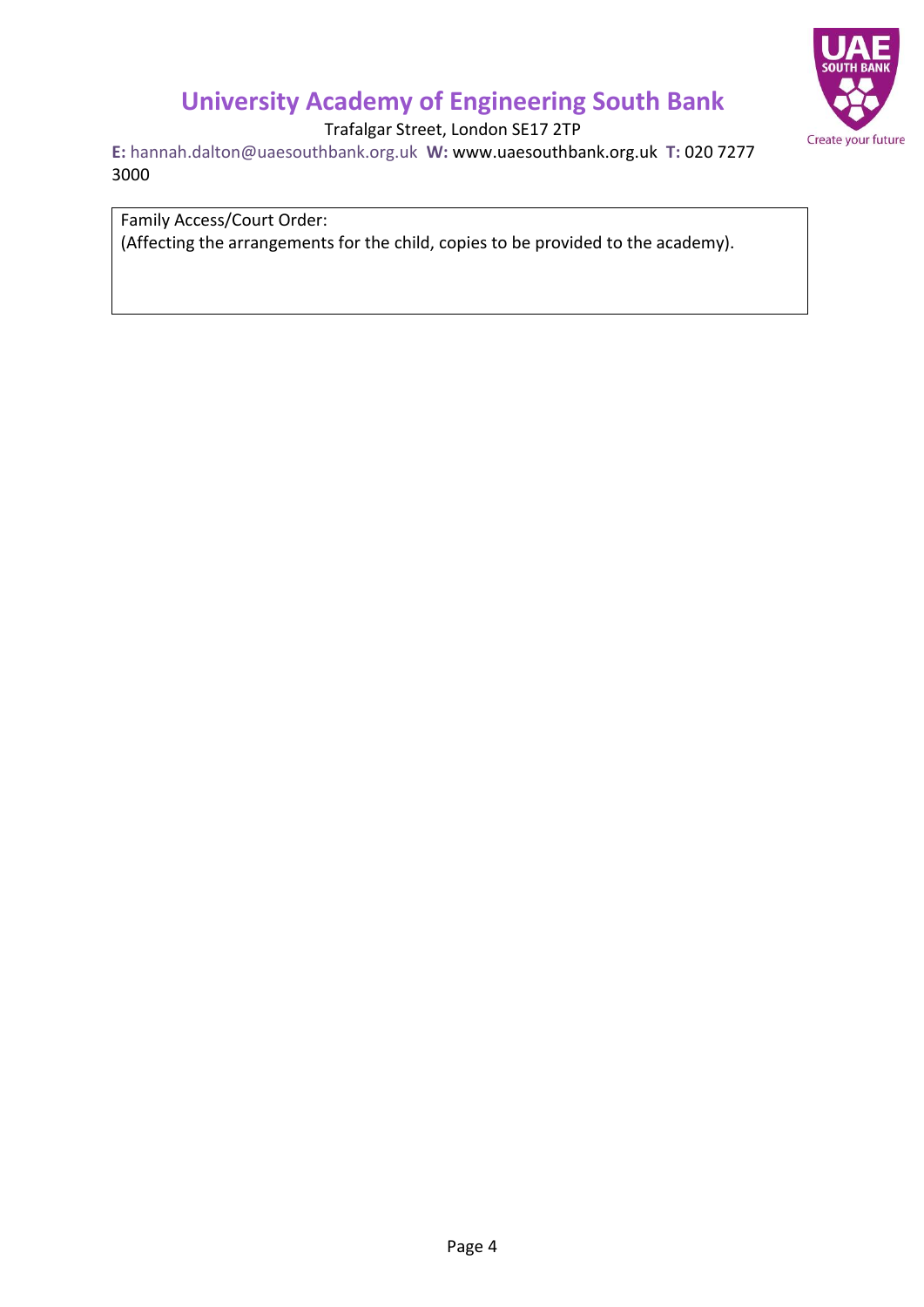# University Academy of Engineering South Bank

Trafalgar Street, London SE17 2TP

**E:** hannah.dalton@uaesouthbank.org.uk **W:** www.uaesouthbank.org.uk **T:** 020 7277 3000

| Family Access/Court Order: (Affecting the arrangements for the child, copies to be provided to the academy). |
|---|
| |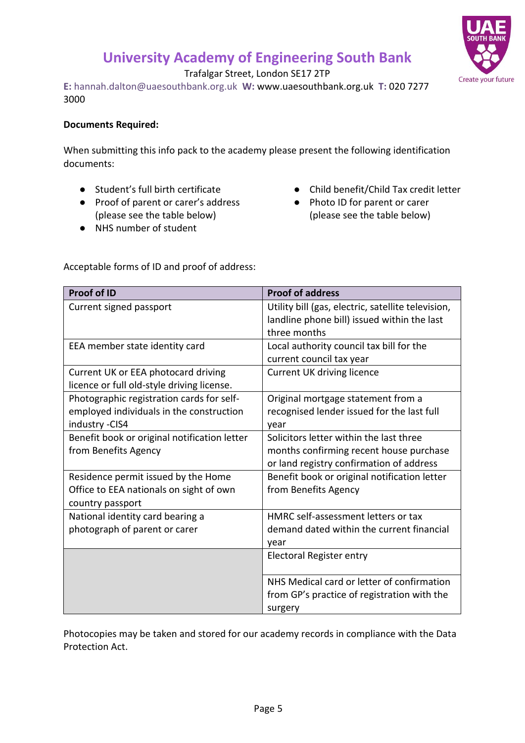# University Academy of Engineering South Bank

Trafalgar Street, London SE17 2TP

**E:** hannah.dalton@uaesouthbank.org.uk **W:** www.uaesouthbank.org.uk **T:** 020 7277 3000

**Documents Required:**

When submitting this info pack to the academy please present the following identification documents:

- Student's full birth certificate
- Proof of parent or carer's address (please see the table below)
- NHS number of student
- Child benefit/Child Tax credit letter
- Photo ID for parent or carer (please see the table below)

Acceptable forms of ID and proof of address:

| Proof of ID | Proof of address |
|---|---|
| Current signed passport | Utility bill (gas, electric, satellite television, landline phone bill) issued within the last three months |
| EEA member state identity card | Local authority council tax bill for the current council tax year |
| Current UK or EEA photocard driving licence or full old-style driving license. | Current UK driving licence |
| Photographic registration cards for self-employed individuals in the construction industry -CIS4 | Original mortgage statement from a recognised lender issued for the last full year |
| Benefit book or original notification letter from Benefits Agency | Solicitors letter within the last three months confirming recent house purchase or land registry confirmation of address |
| Residence permit issued by the Home Office to EEA nationals on sight of own country passport | Benefit book or original notification letter from Benefits Agency |
| National identity card bearing a photograph of parent or carer | HMRC self-assessment letters or tax demand dated within the current financial year |
| | Electoral Register entry |
| | NHS Medical card or letter of confirmation from GP's practice of registration with the surgery |

Photocopies may be taken and stored for our academy records in compliance with the Data Protection Act.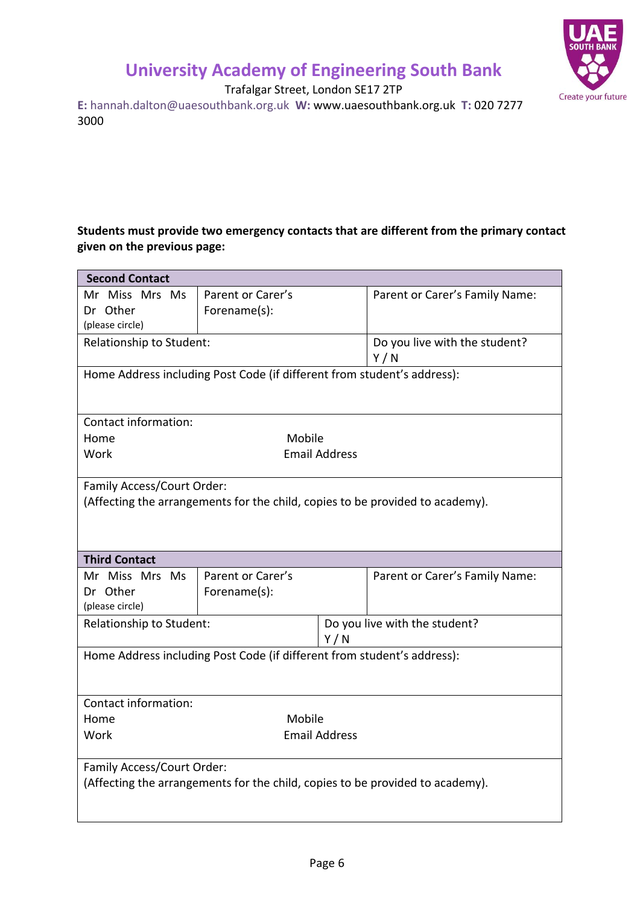# University Academy of Engineering South Bank

Trafalgar Street, London SE17 2TP

**E:** hannah.dalton@uaesouthbank.org.uk **W:** www.uaesouthbank.org.uk **T:** 020 7277 3000

**Students must provide two emergency contacts that are different from the primary contact given on the previous page:**

| **Second Contact** | | |
|---|---|---|
| Mr Miss Mrs Ms Dr Other (please circle) | Parent or Carer's Forename(s): | Parent or Carer's Family Name: |
| Relationship to Student: | | Do you live with the student? Y / N |
| Home Address including Post Code (if different from student's address): | | |
| Contact information:<br>Home Mobile<br>Work Email Address | | |
| Family Access/Court Order:<br>(Affecting the arrangements for the child, copies to be provided to academy). | | |

| **Third Contact** | | |
|---|---|---|
| Mr Miss Mrs Ms Dr Other (please circle) | Parent or Carer's Forename(s): | Parent or Carer's Family Name: |
| Relationship to Student: | | Do you live with the student? Y / N |
| Home Address including Post Code (if different from student's address): | | |
| Contact information:<br>Home Mobile<br>Work Email Address | | |
| Family Access/Court Order:<br>(Affecting the arrangements for the child, copies to be provided to academy). | | |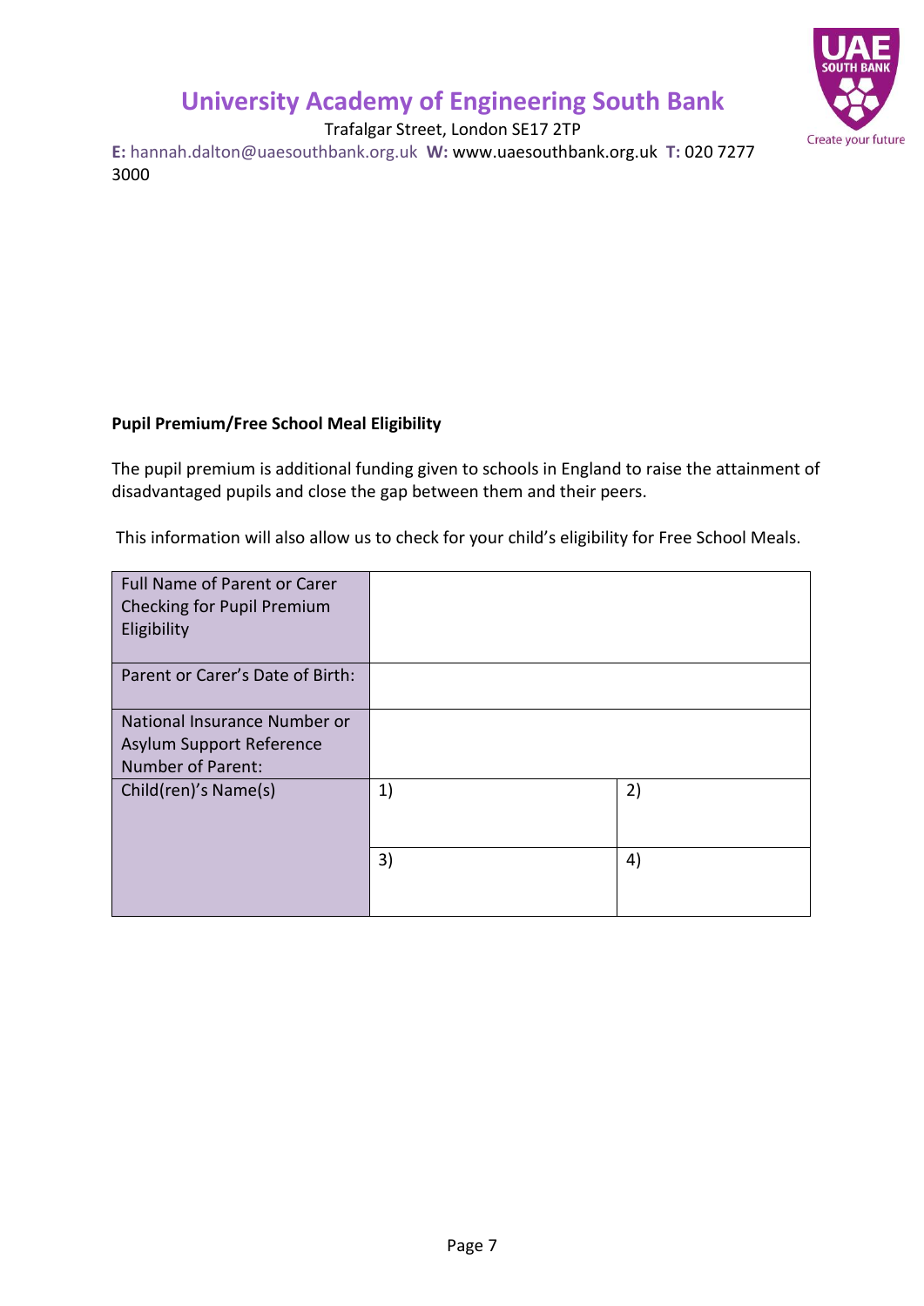# University Academy of Engineering South Bank

Trafalgar Street, London SE17 2TP

**E:** hannah.dalton@uaesouthbank.org.uk **W:** www.uaesouthbank.org.uk **T:** 020 7277 3000

**Pupil Premium/Free School Meal Eligibility**

The pupil premium is additional funding given to schools in England to raise the attainment of disadvantaged pupils and close the gap between them and their peers.

This information will also allow us to check for your child's eligibility for Free School Meals.

| | | |
|---|---|---|
| Full Name of Parent or Carer Checking for Pupil Premium Eligibility | | |
| Parent or Carer's Date of Birth: | | |
| National Insurance Number or Asylum Support Reference Number of Parent: | | |
| Child(ren)'s Name(s) | 1) | 2) |
| | 3) | 4) |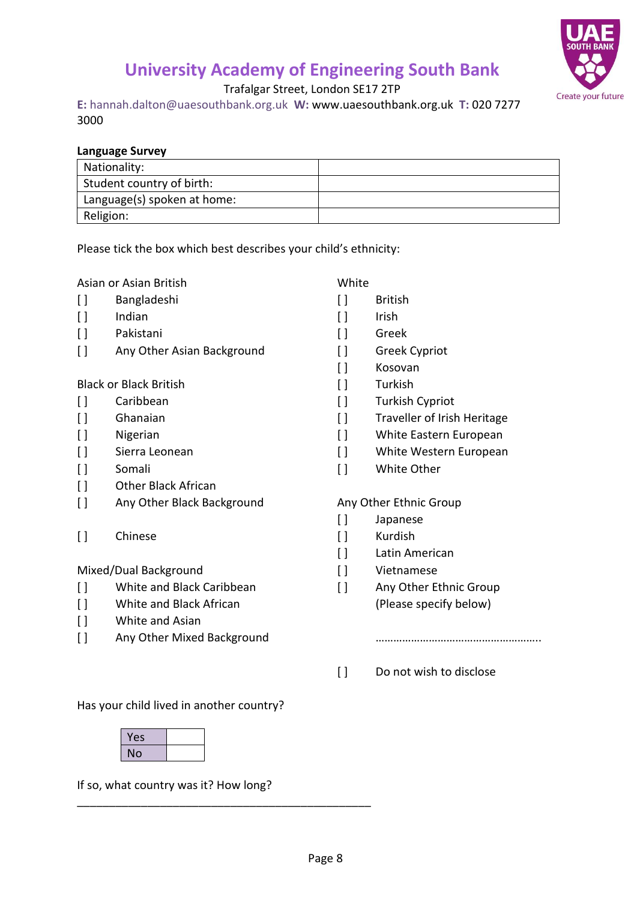# University Academy of Engineering South Bank

Trafalgar Street, London SE17 2TP

**E:** hannah.dalton@uaesouthbank.org.uk **W:** www.uaesouthbank.org.uk **T:** 020 7277 3000

**Language Survey**

| Nationality: | |
|---|---|
| Student country of birth: | |
| Language(s) spoken at home: | |
| Religion: | |

Please tick the box which best describes your child's ethnicity:

Asian or Asian British

- [ ] Bangladeshi
- [ ] Indian
- [ ] Pakistani
- [ ] Any Other Asian Background

Black or Black British

- [ ] Caribbean
- [ ] Ghanaian
- [ ] Nigerian
- [ ] Sierra Leonean
- [ ] Somali
- [ ] Other Black African
- [ ] Any Other Black Background

- [ ] Chinese

Mixed/Dual Background

- [ ] White and Black Caribbean
- [ ] White and Black African
- [ ] White and Asian
- [ ] Any Other Mixed Background

White

- [ ] British
- [ ] Irish
- [ ] Greek
- [ ] Greek Cypriot
- [ ] Kosovan
- [ ] Turkish
- [ ] Turkish Cypriot
- [ ] Traveller of Irish Heritage
- [ ] White Eastern European
- [ ] White Western European
- [ ] White Other

Any Other Ethnic Group

- [ ] Japanese
- [ ] Kurdish
- [ ] Latin American
- [ ] Vietnamese
- [ ] Any Other Ethnic Group (Please specify below)

………………………………………………..

- [ ] Do not wish to disclose

Has your child lived in another country?

| Yes | |
|---|---|
| No | |

If so, what country was it? How long?

________________________________________________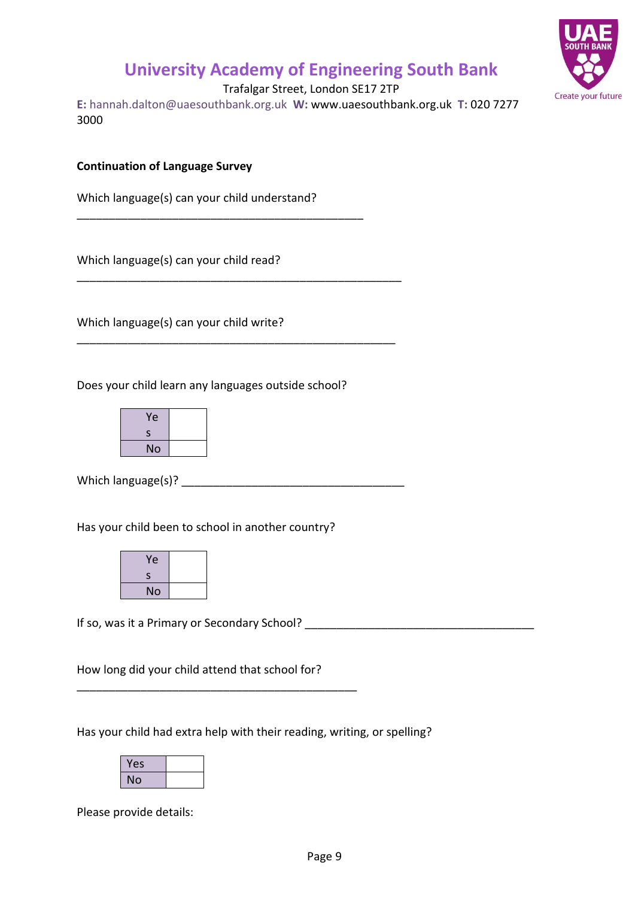# University Academy of Engineering South Bank

Trafalgar Street, London SE17 2TP

**E:** hannah.dalton@uaesouthbank.org.uk **W:** www.uaesouthbank.org.uk **T:** 020 7277 3000

**Continuation of Language Survey**

Which language(s) can your child understand?

_______________________________________________

Which language(s) can your child read?

_____________________________________________________

Which language(s) can your child write?

____________________________________________________

Does your child learn any languages outside school?

| Yes | |
|---|---|
| No | |

Which language(s)? ____________________________________

Has your child been to school in another country?

| Yes | |
|---|---|
| No | |

If so, was it a Primary or Secondary School? _____________________________________

How long did your child attend that school for?

______________________________________________

Has your child had extra help with their reading, writing, or spelling?

| Yes | |
|---|---|
| No | |

Please provide details: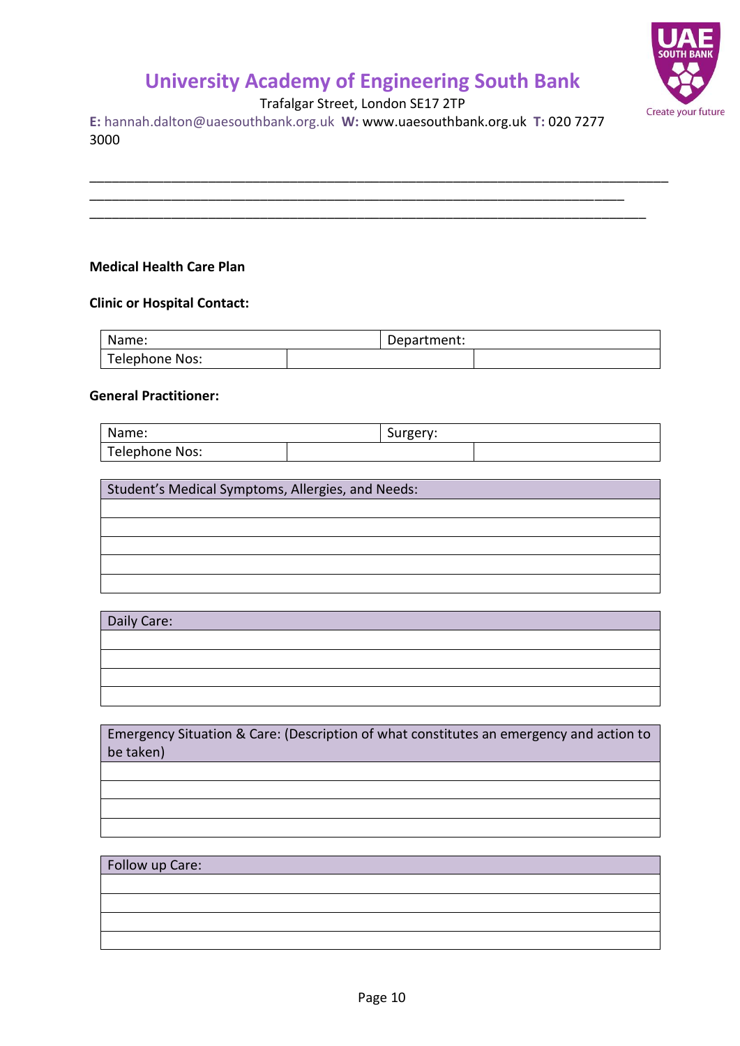# University Academy of Engineering South Bank

Trafalgar Street, London SE17 2TP

**E:** hannah.dalton@uaesouthbank.org.uk **W:** www.uaesouthbank.org.uk **T:** 020 7277 3000

______________________________________________________________________________
_______________________________________________________________________
__________________________________________________________________________

**Medical Health Care Plan**

**Clinic or Hospital Contact:**

| Name: | | Department: | |
|---|---|---|---|
| Telephone Nos: | | | |

**General Practitioner:**

| Name: | | Surgery: | |
|---|---|---|---|
| Telephone Nos: | | | |

| Student's Medical Symptoms, Allergies, and Needs: |
|---|
| |
| |
| |
| |
| |

| Daily Care: |
|---|
| |
| |
| |
| |

| Emergency Situation & Care: (Description of what constitutes an emergency and action to be taken) |
|---|
| |
| |
| |
| |

| Follow up Care: |
|---|
| |
| |
| |
| |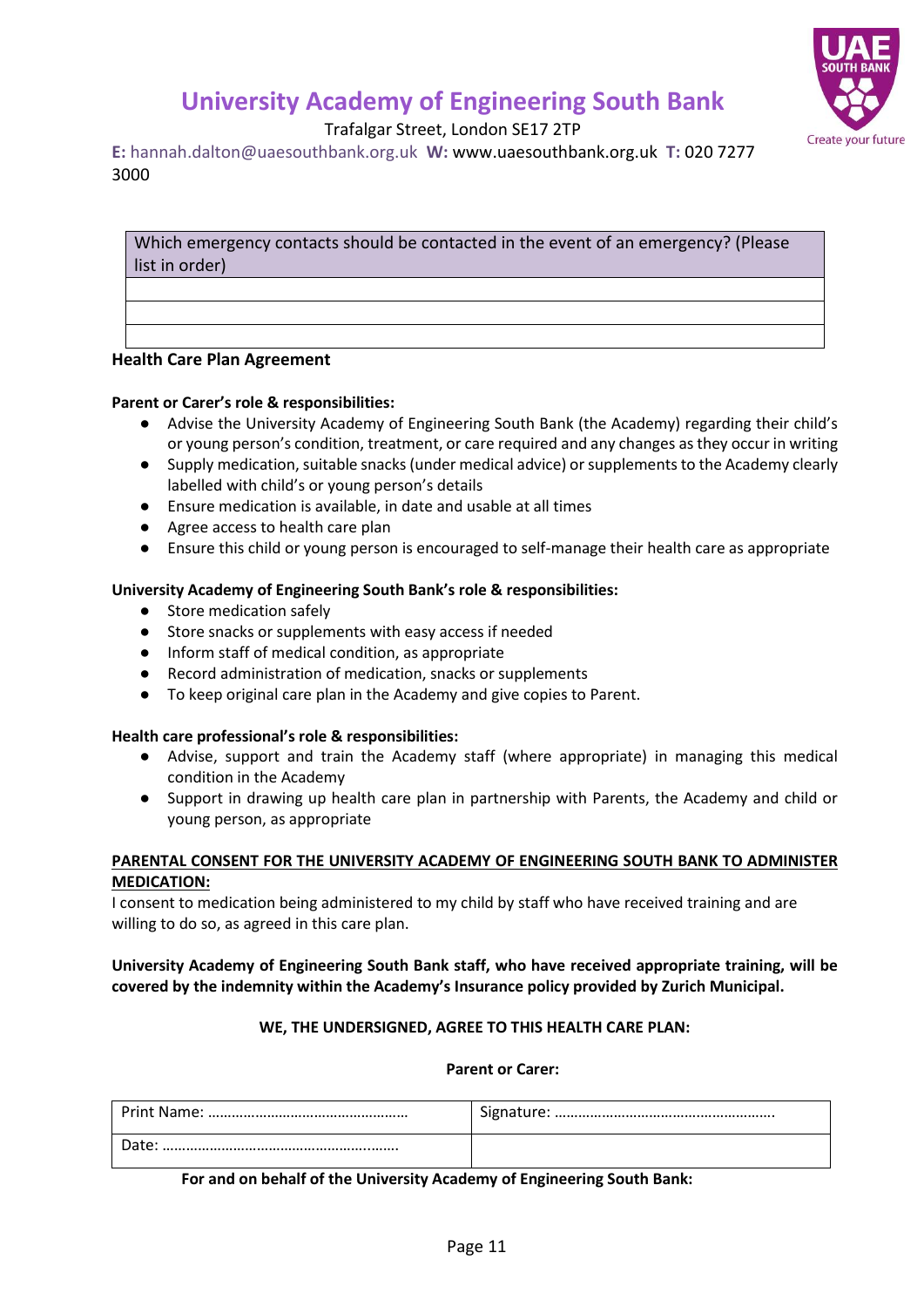# University Academy of Engineering South Bank

Trafalgar Street, London SE17 2TP

**E:** hannah.dalton@uaesouthbank.org.uk **W:** www.uaesouthbank.org.uk **T:** 020 7277 3000

| Which emergency contacts should be contacted in the event of an emergency? (Please list in order) |
|---|
| |
| |
| |

**Health Care Plan Agreement**

**Parent or Carer's role & responsibilities:**

- Advise the University Academy of Engineering South Bank (the Academy) regarding their child's or young person's condition, treatment, or care required and any changes as they occur in writing
- Supply medication, suitable snacks (under medical advice) or supplements to the Academy clearly labelled with child's or young person's details
- Ensure medication is available, in date and usable at all times
- Agree access to health care plan
- Ensure this child or young person is encouraged to self-manage their health care as appropriate

**University Academy of Engineering South Bank's role & responsibilities:**

- Store medication safely
- Store snacks or supplements with easy access if needed
- Inform staff of medical condition, as appropriate
- Record administration of medication, snacks or supplements
- To keep original care plan in the Academy and give copies to Parent.

**Health care professional's role & responsibilities:**

- Advise, support and train the Academy staff (where appropriate) in managing this medical condition in the Academy
- Support in drawing up health care plan in partnership with Parents, the Academy and child or young person, as appropriate

**PARENTAL CONSENT FOR THE UNIVERSITY ACADEMY OF ENGINEERING SOUTH BANK TO ADMINISTER MEDICATION:**

I consent to medication being administered to my child by staff who have received training and are willing to do so, as agreed in this care plan.

**University Academy of Engineering South Bank staff, who have received appropriate training, will be covered by the indemnity within the Academy's Insurance policy provided by Zurich Municipal.**

**WE, THE UNDERSIGNED, AGREE TO THIS HEALTH CARE PLAN:**

**Parent or Carer:**

| Print Name: ………………………………………… | Signature: ……………………………………………. |
|---|---|
| Date: ……………………………………………..…… | |

**For and on behalf of the University Academy of Engineering South Bank:**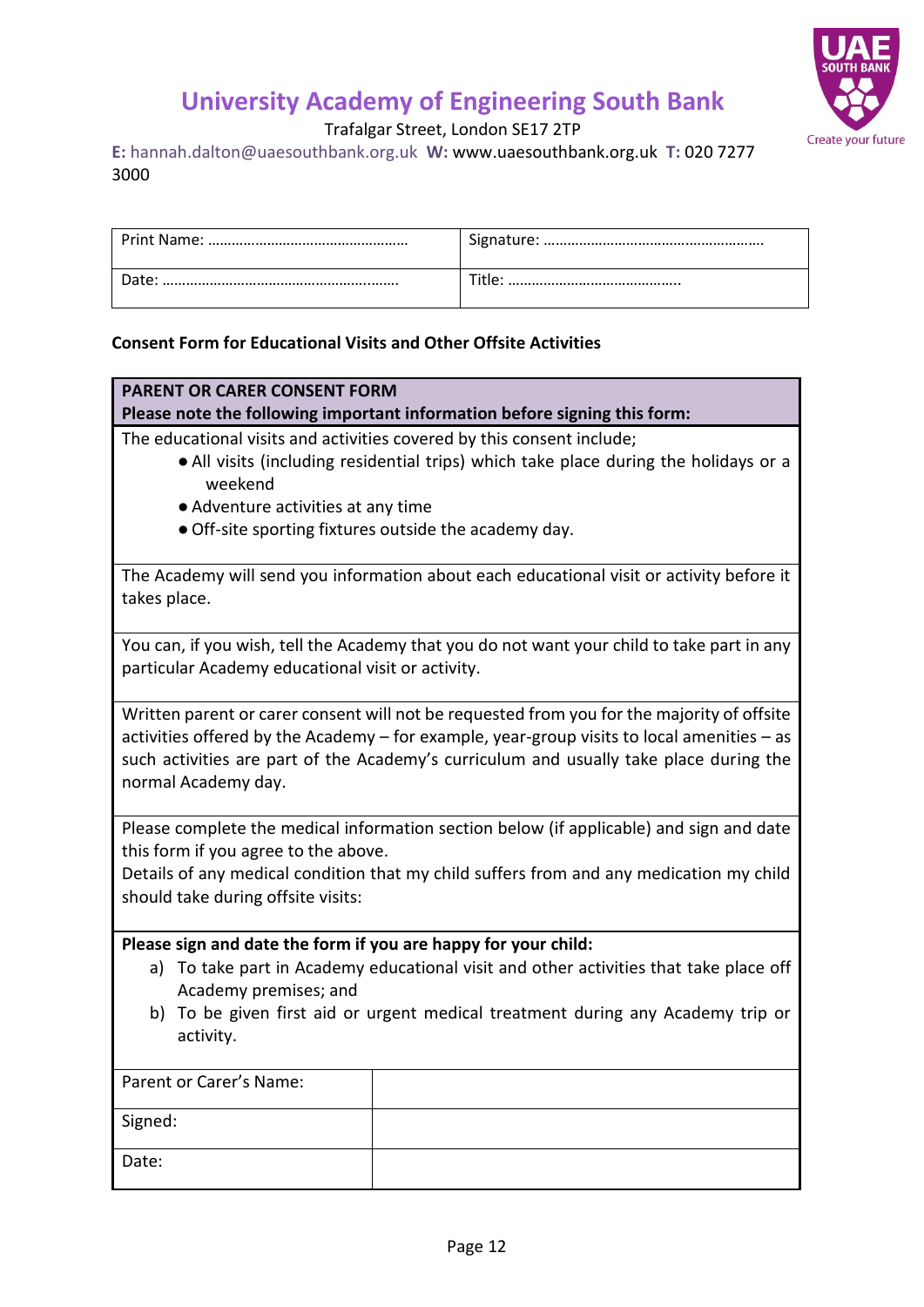# University Academy of Engineering South Bank

Trafalgar Street, London SE17 2TP

**E:** hannah.dalton@uaesouthbank.org.uk **W:** www.uaesouthbank.org.uk **T:** 020 7277 3000

| Print Name: ………………………………………… | Signature: ……………………………………………. |
|---|---|
| Date: ……………………………………………..…. | Title: ……………………………………. |

**Consent Form for Educational Visits and Other Offsite Activities**

**PARENT OR CARER CONSENT FORM**

**Please note the following important information before signing this form:**

The educational visits and activities covered by this consent include;

- All visits (including residential trips) which take place during the holidays or a weekend
- Adventure activities at any time
- Off-site sporting fixtures outside the academy day.

The Academy will send you information about each educational visit or activity before it takes place.

You can, if you wish, tell the Academy that you do not want your child to take part in any particular Academy educational visit or activity.

Written parent or carer consent will not be requested from you for the majority of offsite activities offered by the Academy – for example, year-group visits to local amenities – as such activities are part of the Academy's curriculum and usually take place during the normal Academy day.

Please complete the medical information section below (if applicable) and sign and date this form if you agree to the above.

Details of any medical condition that my child suffers from and any medication my child should take during offsite visits:

**Please sign and date the form if you are happy for your child:**

a) To take part in Academy educational visit and other activities that take place off Academy premises; and
b) To be given first aid or urgent medical treatment during any Academy trip or activity.

| Parent or Carer's Name: | |
|---|---|
| Signed: | |
| Date: | |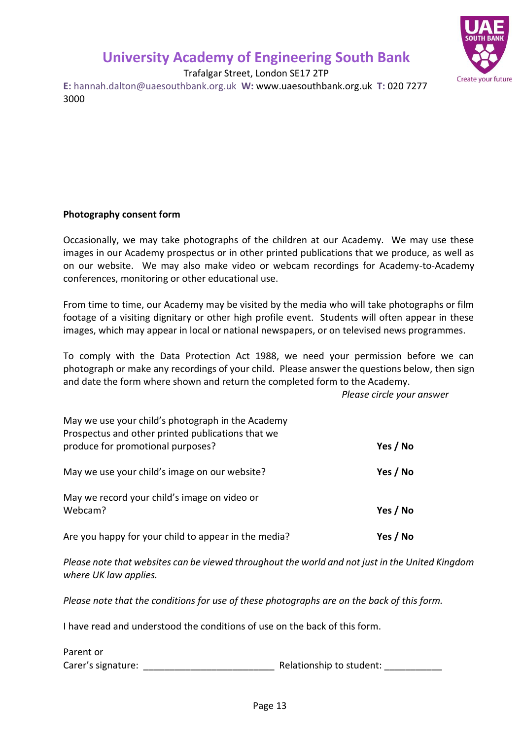# University Academy of Engineering South Bank

Trafalgar Street, London SE17 2TP

**E:** hannah.dalton@uaesouthbank.org.uk **W:** www.uaesouthbank.org.uk **T:** 020 7277 3000

**Photography consent form**

Occasionally, we may take photographs of the children at our Academy. We may use these images in our Academy prospectus or in other printed publications that we produce, as well as on our website. We may also make video or webcam recordings for Academy-to-Academy conferences, monitoring or other educational use.

From time to time, our Academy may be visited by the media who will take photographs or film footage of a visiting dignitary or other high profile event. Students will often appear in these images, which may appear in local or national newspapers, or on televised news programmes.

To comply with the Data Protection Act 1988, we need your permission before we can photograph or make any recordings of your child. Please answer the questions below, then sign and date the form where shown and return the completed form to the Academy.

*Please circle your answer*

| | |
|---|---|
| May we use your child's photograph in the Academy Prospectus and other printed publications that we produce for promotional purposes? | **Yes / No** |
| May we use your child's image on our website? | **Yes / No** |
| May we record your child's image on video or Webcam? | **Yes / No** |
| Are you happy for your child to appear in the media? | **Yes / No** |

*Please note that websites can be viewed throughout the world and not just in the United Kingdom where UK law applies.*

*Please note that the conditions for use of these photographs are on the back of this form.*

I have read and understood the conditions of use on the back of this form.

Parent or Carer's signature: ________________________ Relationship to student: ___________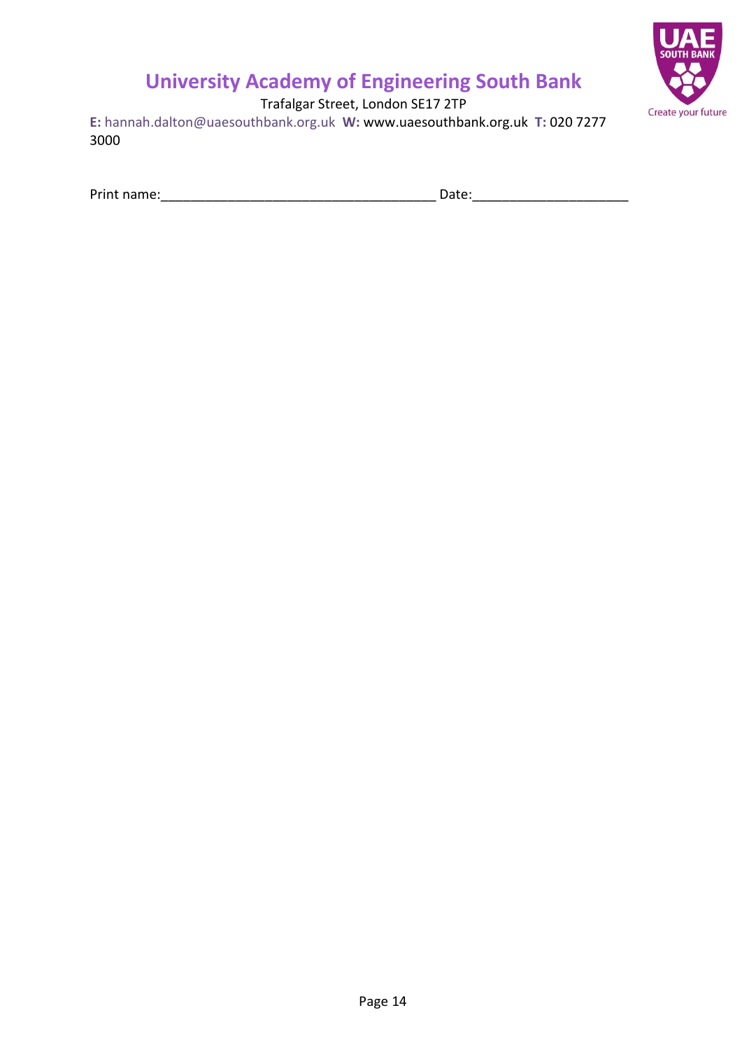# University Academy of Engineering South Bank

Trafalgar Street, London SE17 2TP

**E:** hannah.dalton@uaesouthbank.org.uk **W:** www.uaesouthbank.org.uk **T:** 020 7277 3000

Print name:____________________________________ Date:____________________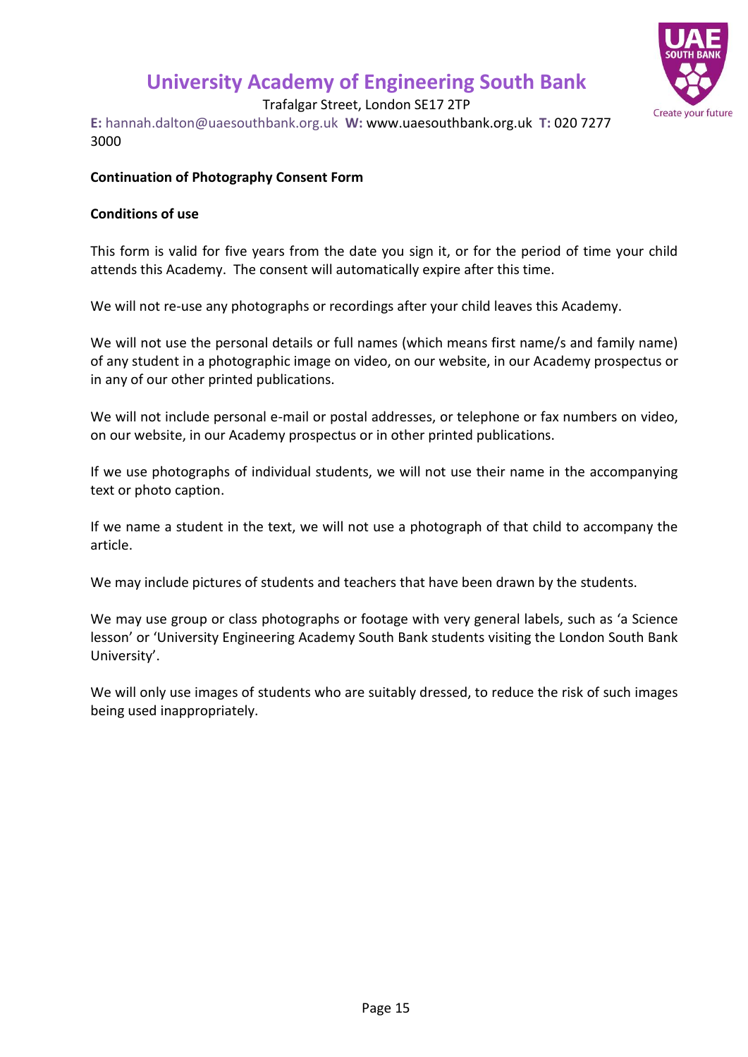# University Academy of Engineering South Bank

Trafalgar Street, London SE17 2TP

**E:** hannah.dalton@uaesouthbank.org.uk **W:** www.uaesouthbank.org.uk **T:** 020 7277 3000

**Continuation of Photography Consent Form**

**Conditions of use**

This form is valid for five years from the date you sign it, or for the period of time your child attends this Academy. The consent will automatically expire after this time.

We will not re-use any photographs or recordings after your child leaves this Academy.

We will not use the personal details or full names (which means first name/s and family name) of any student in a photographic image on video, on our website, in our Academy prospectus or in any of our other printed publications.

We will not include personal e-mail or postal addresses, or telephone or fax numbers on video, on our website, in our Academy prospectus or in other printed publications.

If we use photographs of individual students, we will not use their name in the accompanying text or photo caption.

If we name a student in the text, we will not use a photograph of that child to accompany the article.

We may include pictures of students and teachers that have been drawn by the students.

We may use group or class photographs or footage with very general labels, such as 'a Science lesson' or 'University Engineering Academy South Bank students visiting the London South Bank University'.

We will only use images of students who are suitably dressed, to reduce the risk of such images being used inappropriately.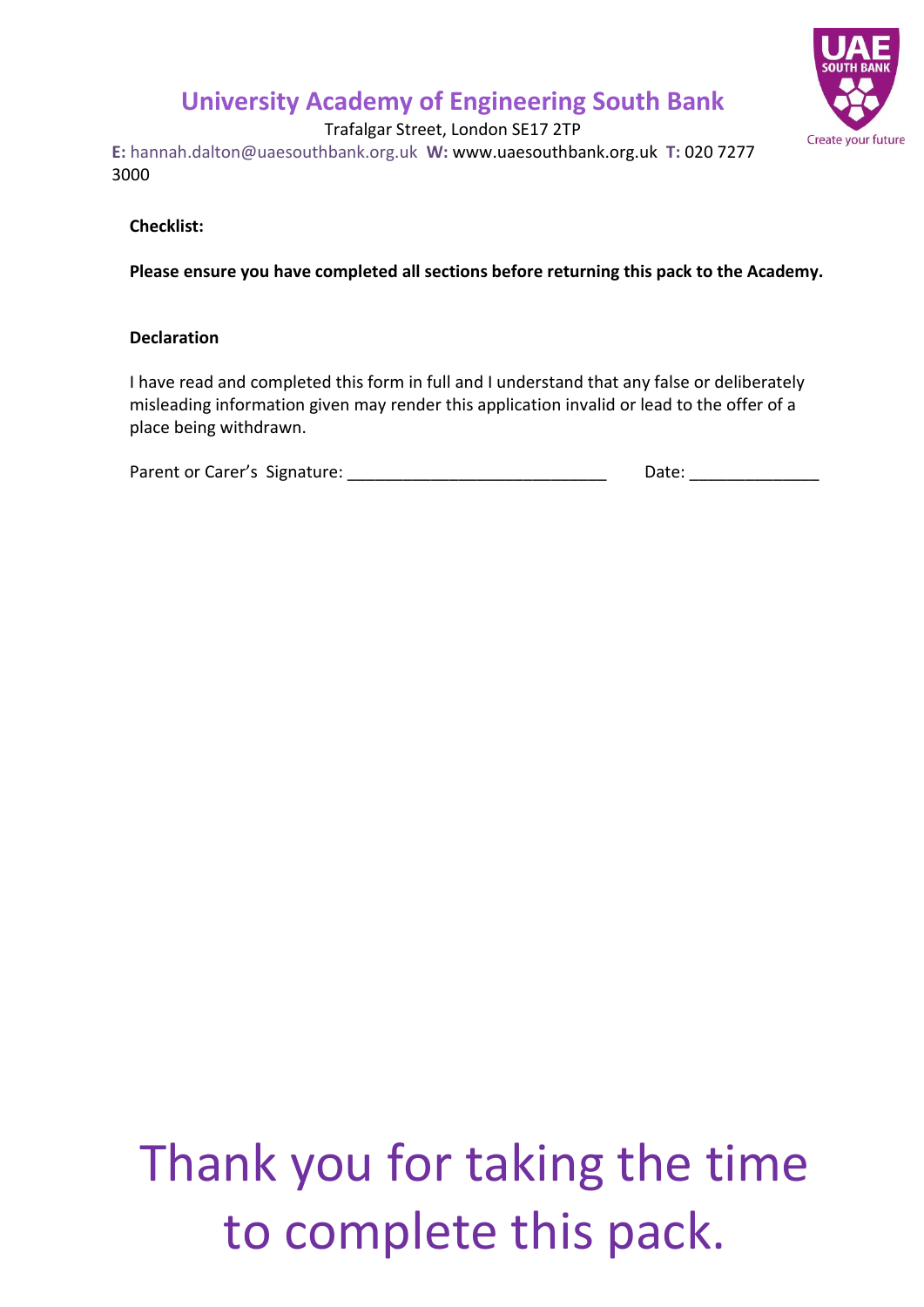## University Academy of Engineering South Bank

Trafalgar Street, London SE17 2TP

**E:** hannah.dalton@uaesouthbank.org.uk **W:** www.uaesouthbank.org.uk **T:** 020 7277 3000

**Checklist:**

**Please ensure you have completed all sections before returning this pack to the Academy.**

**Declaration**

I have read and completed this form in full and I understand that any false or deliberately misleading information given may render this application invalid or lead to the offer of a place being withdrawn.

Parent or Carer's Signature: ____________________________ Date: ______________

# Thank you for taking the time to complete this pack.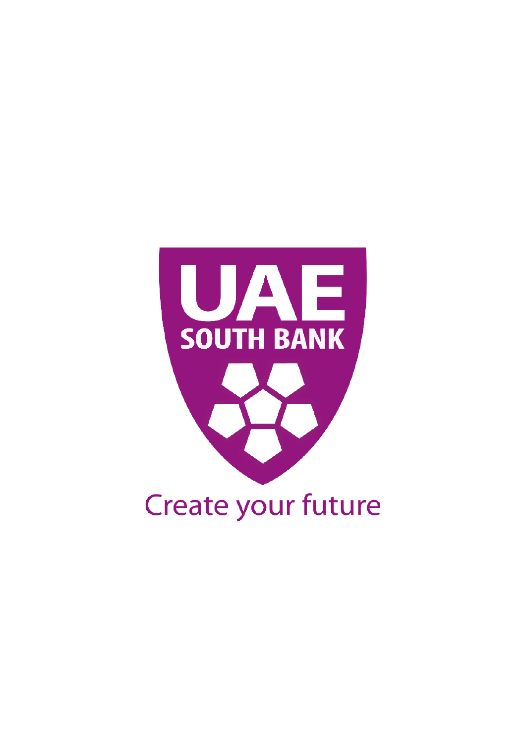UAE

SOUTH BANK

Create your future